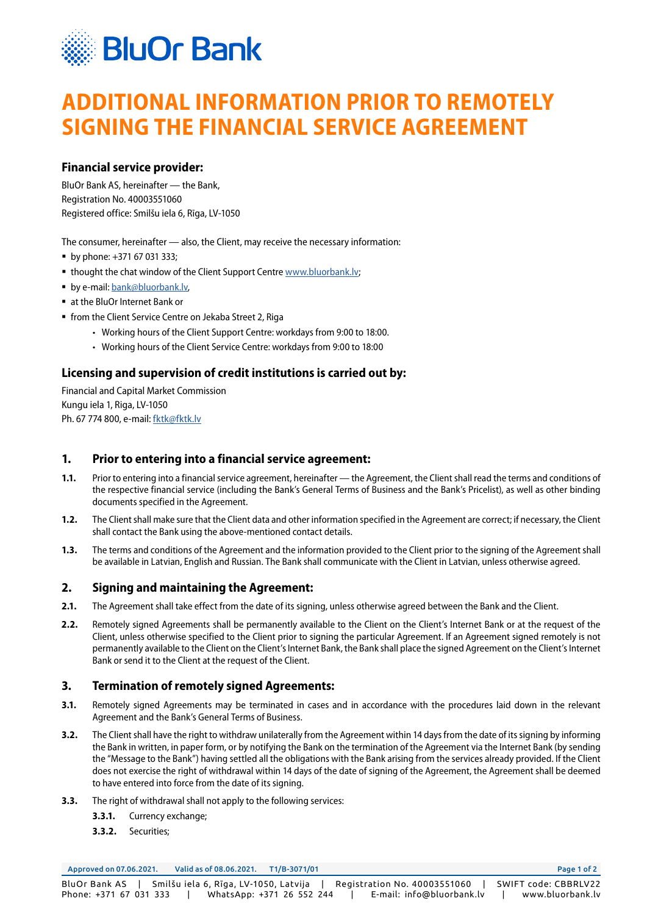# ADDITIONAL INFORMATION PRIOR TO REMOTELY SIGNING THE FINANCIAL SERVICE AGREEMENT

### Financial service provider:

BluOr Bank AS, hereinafter — the Bank,
Registration No. 40003551060
Registered office: Smilšu iela 6, Rīga, LV-1050

The consumer, hereinafter — also, the Client, may receive the necessary information:

- by phone: +371 67 031 333;
- thought the chat window of the Client Support Centre www.bluorbank.lv;
- by e-mail: bank@bluorbank.lv,
- at the BluOr Internet Bank or
- from the Client Service Centre on Jekaba Street 2, Riga
  - Working hours of the Client Support Centre: workdays from 9:00 to 18:00.
  - Working hours of the Client Service Centre: workdays from 9:00 to 18:00

### Licensing and supervision of credit institutions is carried out by:

Financial and Capital Market Commission
Kungu iela 1, Riga, LV-1050
Ph. 67 774 800, e-mail: fktk@fktk.lv

## 1. Prior to entering into a financial service agreement:

**1.1.** Prior to entering into a financial service agreement, hereinafter — the Agreement, the Client shall read the terms and conditions of the respective financial service (including the Bank's General Terms of Business and the Bank's Pricelist), as well as other binding documents specified in the Agreement.

**1.2.** The Client shall make sure that the Client data and other information specified in the Agreement are correct; if necessary, the Client shall contact the Bank using the above-mentioned contact details.

**1.3.** The terms and conditions of the Agreement and the information provided to the Client prior to the signing of the Agreement shall be available in Latvian, English and Russian. The Bank shall communicate with the Client in Latvian, unless otherwise agreed.

## 2. Signing and maintaining the Agreement:

**2.1.** The Agreement shall take effect from the date of its signing, unless otherwise agreed between the Bank and the Client.

**2.2.** Remotely signed Agreements shall be permanently available to the Client on the Client's Internet Bank or at the request of the Client, unless otherwise specified to the Client prior to signing the particular Agreement. If an Agreement signed remotely is not permanently available to the Client on the Client's Internet Bank, the Bank shall place the signed Agreement on the Client's Internet Bank or send it to the Client at the request of the Client.

## 3. Termination of remotely signed Agreements:

**3.1.** Remotely signed Agreements may be terminated in cases and in accordance with the procedures laid down in the relevant Agreement and the Bank's General Terms of Business.

**3.2.** The Client shall have the right to withdraw unilaterally from the Agreement within 14 days from the date of its signing by informing the Bank in written, in paper form, or by notifying the Bank on the termination of the Agreement via the Internet Bank (by sending the "Message to the Bank") having settled all the obligations with the Bank arising from the services already provided. If the Client does not exercise the right of withdrawal within 14 days of the date of signing of the Agreement, the Agreement shall be deemed to have entered into force from the date of its signing.

**3.3.** The right of withdrawal shall not apply to the following services:

- **3.3.1.** Currency exchange;
- **3.3.2.** Securities;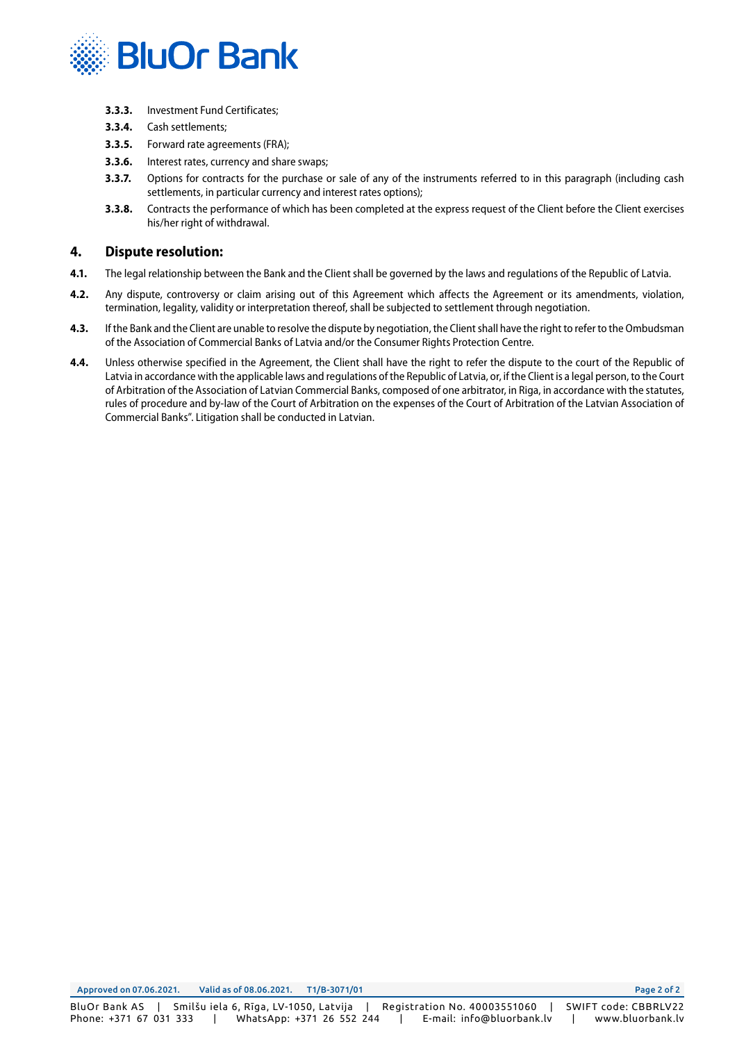**3.3.3.** Investment Fund Certificates;

**3.3.4.** Cash settlements;

**3.3.5.** Forward rate agreements (FRA);

**3.3.6.** Interest rates, currency and share swaps;

**3.3.7.** Options for contracts for the purchase or sale of any of the instruments referred to in this paragraph (including cash settlements, in particular currency and interest rates options);

**3.3.8.** Contracts the performance of which has been completed at the express request of the Client before the Client exercises his/her right of withdrawal.

## 4. Dispute resolution:

**4.1.** The legal relationship between the Bank and the Client shall be governed by the laws and regulations of the Republic of Latvia.

**4.2.** Any dispute, controversy or claim arising out of this Agreement which affects the Agreement or its amendments, violation, termination, legality, validity or interpretation thereof, shall be subjected to settlement through negotiation.

**4.3.** If the Bank and the Client are unable to resolve the dispute by negotiation, the Client shall have the right to refer to the Ombudsman of the Association of Commercial Banks of Latvia and/or the Consumer Rights Protection Centre.

**4.4.** Unless otherwise specified in the Agreement, the Client shall have the right to refer the dispute to the court of the Republic of Latvia in accordance with the applicable laws and regulations of the Republic of Latvia, or, if the Client is a legal person, to the Court of Arbitration of the Association of Latvian Commercial Banks, composed of one arbitrator, in Riga, in accordance with the statutes, rules of procedure and by-law of the Court of Arbitration on the expenses of the Court of Arbitration of the Latvian Association of Commercial Banks". Litigation shall be conducted in Latvian.

Approved on 07.06.2021. Valid as of 08.06.2021. T1/B-3071/01

BluOr Bank AS | Smilšu iela 6, Rīga, LV-1050, Latvija | Registration No. 40003551060 | SWIFT code: CBBRLV22
Phone: +371 67 031 333 | WhatsApp: +371 26 552 244 | E-mail: info@bluorbank.lv | www.bluorbank.lv